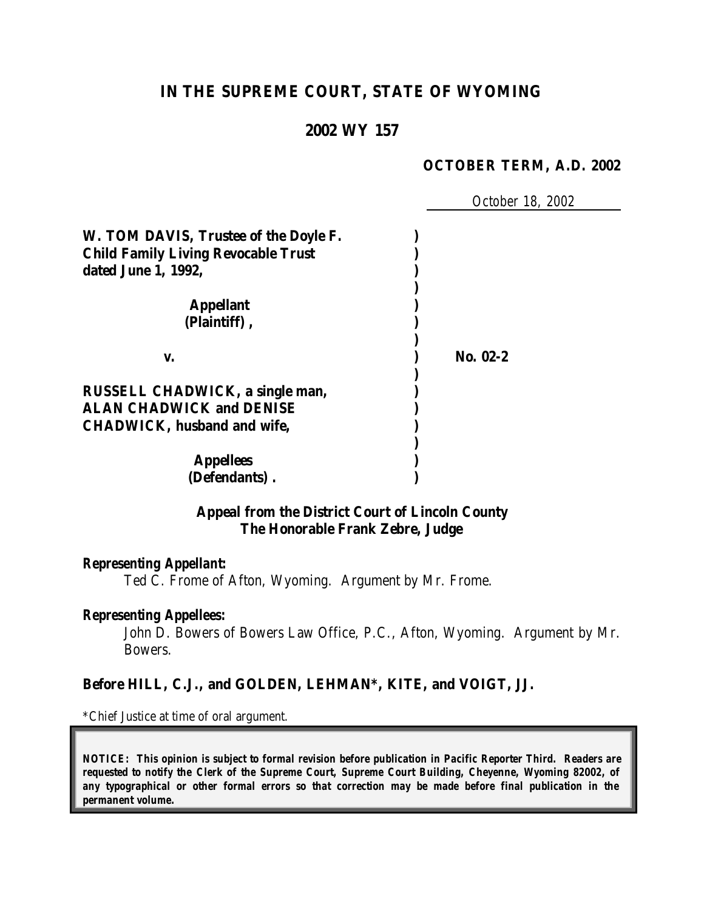# IN THE SUPREME COURT, STATE OF WYOMING

## 2002 WY 157

**OCTOBER TERM, A.D. 2002**

October 18, 2002

**W. TOM DAVIS, Trustee of the Doyle F. Child Family Living Revocable Trust dated June 1, 1992,**

**Appellant (Plaintiff),**

**v.** **No. 02-2**

**RUSSELL CHADWICK, a single man, ALAN CHADWICK and DENISE CHADWICK, husband and wife,**

**Appellees (Defendants).**

**Appeal from the District Court of Lincoln County**
**The Honorable Frank Zebre, Judge**

***Representing Appellant:***

Ted C. Frome of Afton, Wyoming. Argument by Mr. Frome.

***Representing Appellees:***

John D. Bowers of Bowers Law Office, P.C., Afton, Wyoming. Argument by Mr. Bowers.

**Before HILL, C.J., and GOLDEN, LEHMAN\*, KITE, and VOIGT, JJ.**

\*Chief Justice at time of oral argument.

**NOTICE: This opinion is subject to formal revision before publication in Pacific Reporter Third. Readers are requested to notify the Clerk of the Supreme Court, Supreme Court Building, Cheyenne, Wyoming 82002, of any typographical or other formal errors so that correction may be made before final publication in the permanent volume.**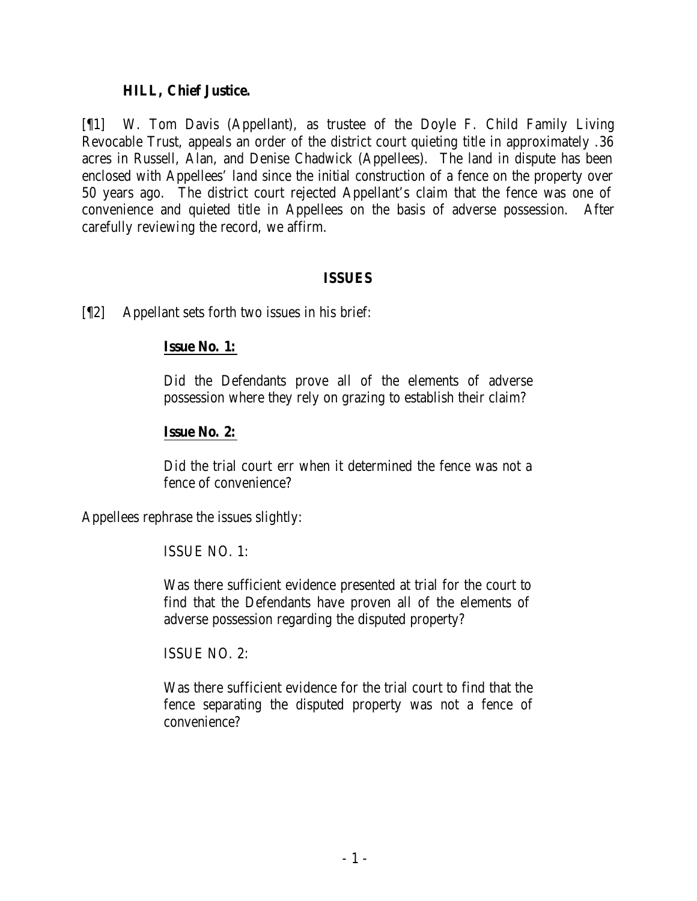**HILL, Chief Justice.**

[¶1] W. Tom Davis (Appellant), as trustee of the Doyle F. Child Family Living Revocable Trust, appeals an order of the district court quieting title in approximately .36 acres in Russell, Alan, and Denise Chadwick (Appellees). The land in dispute has been enclosed with Appellees' land since the initial construction of a fence on the property over 50 years ago. The district court rejected Appellant's claim that the fence was one of convenience and quieted title in Appellees on the basis of adverse possession. After carefully reviewing the record, we affirm.

## ISSUES

[¶2] Appellant sets forth two issues in his brief:

> **Issue No. 1:**
>
> Did the Defendants prove all of the elements of adverse possession where they rely on grazing to establish their claim?
>
> **Issue No. 2:**
>
> Did the trial court err when it determined the fence was not a fence of convenience?

Appellees rephrase the issues slightly:

> ISSUE NO. 1:
>
> Was there sufficient evidence presented at trial for the court to find that the Defendants have proven all of the elements of adverse possession regarding the disputed property?
>
> ISSUE NO. 2:
>
> Was there sufficient evidence for the trial court to find that the fence separating the disputed property was not a fence of convenience?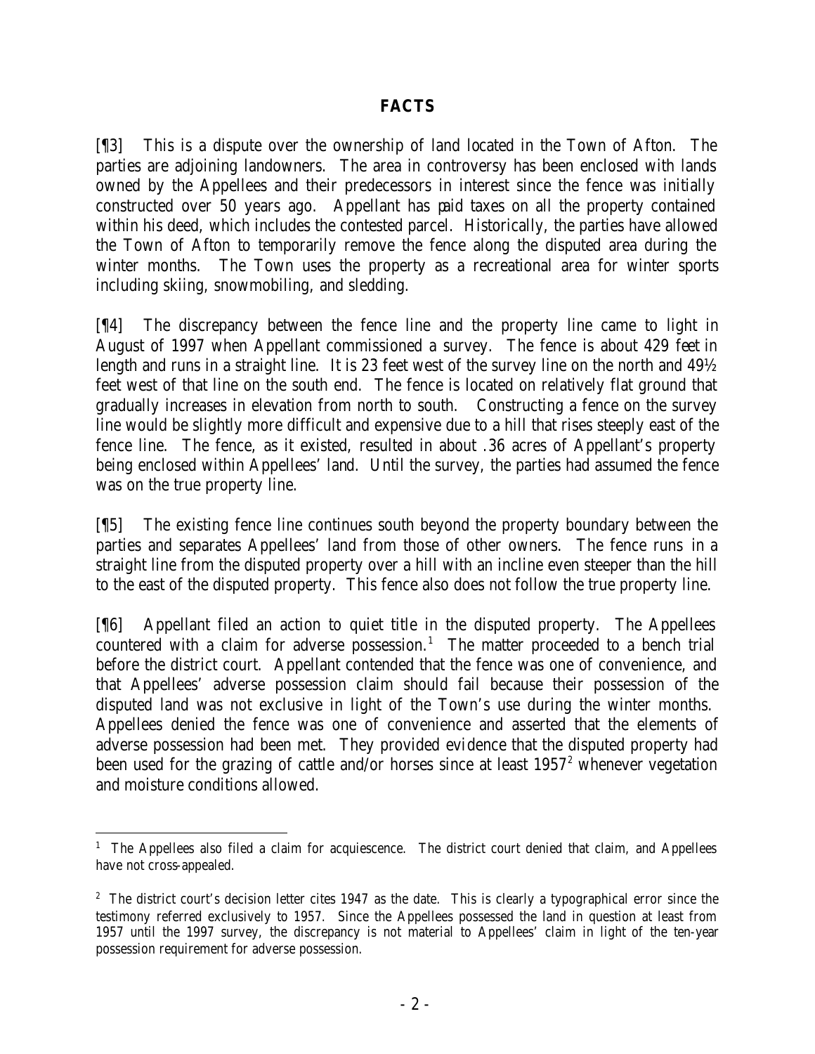## FACTS

[¶3] This is a dispute over the ownership of land located in the Town of Afton. The parties are adjoining landowners. The area in controversy has been enclosed with lands owned by the Appellees and their predecessors in interest since the fence was initially constructed over 50 years ago. Appellant has paid taxes on all the property contained within his deed, which includes the contested parcel. Historically, the parties have allowed the Town of Afton to temporarily remove the fence along the disputed area during the winter months. The Town uses the property as a recreational area for winter sports including skiing, snowmobiling, and sledding.

[¶4] The discrepancy between the fence line and the property line came to light in August of 1997 when Appellant commissioned a survey. The fence is about 429 feet in length and runs in a straight line. It is 23 feet west of the survey line on the north and 49½ feet west of that line on the south end. The fence is located on relatively flat ground that gradually increases in elevation from north to south. Constructing a fence on the survey line would be slightly more difficult and expensive due to a hill that rises steeply east of the fence line. The fence, as it existed, resulted in about .36 acres of Appellant's property being enclosed within Appellees' land. Until the survey, the parties had assumed the fence was on the true property line.

[¶5] The existing fence line continues south beyond the property boundary between the parties and separates Appellees' land from those of other owners. The fence runs in a straight line from the disputed property over a hill with an incline even steeper than the hill to the east of the disputed property. This fence also does not follow the true property line.

[¶6] Appellant filed an action to quiet title in the disputed property. The Appellees countered with a claim for adverse possession.[1] The matter proceeded to a bench trial before the district court. Appellant contended that the fence was one of convenience, and that Appellees' adverse possession claim should fail because their possession of the disputed land was not exclusive in light of the Town's use during the winter months. Appellees denied the fence was one of convenience and asserted that the elements of adverse possession had been met. They provided evidence that the disputed property had been used for the grazing of cattle and/or horses since at least 1957[2] whenever vegetation and moisture conditions allowed.

---

[1] The Appellees also filed a claim for acquiescence. The district court denied that claim, and Appellees have not cross-appealed.

[2] The district court's decision letter cites 1947 as the date. This is clearly a typographical error since the testimony referred exclusively to 1957. Since the Appellees possessed the land in question at least from 1957 until the 1997 survey, the discrepancy is not material to Appellees' claim in light of the ten-year possession requirement for adverse possession.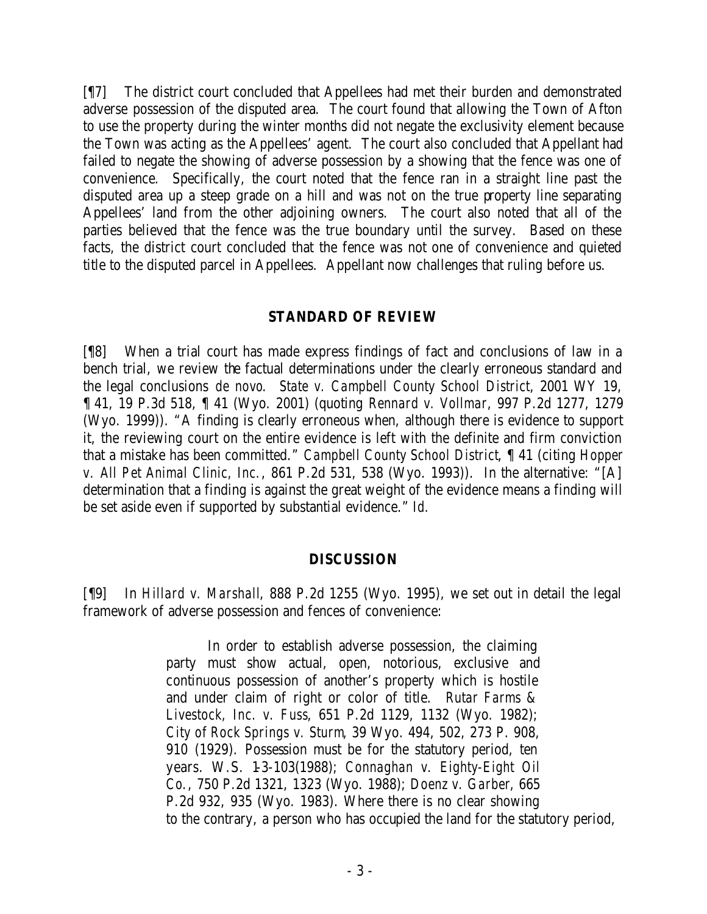[¶7] The district court concluded that Appellees had met their burden and demonstrated adverse possession of the disputed area. The court found that allowing the Town of Afton to use the property during the winter months did not negate the exclusivity element because the Town was acting as the Appellees' agent. The court also concluded that Appellant had failed to negate the showing of adverse possession by a showing that the fence was one of convenience. Specifically, the court noted that the fence ran in a straight line past the disputed area up a steep grade on a hill and was not on the true property line separating Appellees' land from the other adjoining owners. The court also noted that all of the parties believed that the fence was the true boundary until the survey. Based on these facts, the district court concluded that the fence was not one of convenience and quieted title to the disputed parcel in Appellees. Appellant now challenges that ruling before us.

## STANDARD OF REVIEW

[¶8] When a trial court has made express findings of fact and conclusions of law in a bench trial, we review the factual determinations under the clearly erroneous standard and the legal conclusions *de novo*. *State v. Campbell County School District*, 2001 WY 19, ¶ 41, 19 P.3d 518, ¶ 41 (Wyo. 2001) (quoting *Rennard v. Vollmar*, 997 P.2d 1277, 1279 (Wyo. 1999)). "A finding is clearly erroneous when, although there is evidence to support it, the reviewing court on the entire evidence is left with the definite and firm conviction that a mistake has been committed." *Campbell County School District*, ¶ 41 (citing *Hopper v. All Pet Animal Clinic, Inc.*, 861 P.2d 531, 538 (Wyo. 1993)). In the alternative: "[A] determination that a finding is against the great weight of the evidence means a finding will be set aside even if supported by substantial evidence." *Id.*

## DISCUSSION

[¶9] In *Hillard v. Marshall*, 888 P.2d 1255 (Wyo. 1995), we set out in detail the legal framework of adverse possession and fences of convenience:

> In order to establish adverse possession, the claiming party must show actual, open, notorious, exclusive and continuous possession of another's property which is hostile and under claim of right or color of title. *Rutar Farms & Livestock, Inc. v. Fuss*, 651 P.2d 1129, 1132 (Wyo. 1982); *City of Rock Springs v. Sturm*, 39 Wyo. 494, 502, 273 P. 908, 910 (1929). Possession must be for the statutory period, ten years. W.S. 1-3-103(1988); *Connaghan v. Eighty-Eight Oil Co.*, 750 P.2d 1321, 1323 (Wyo. 1988); *Doenz v. Garber*, 665 P.2d 932, 935 (Wyo. 1983). Where there is no clear showing to the contrary, a person who has occupied the land for the statutory period,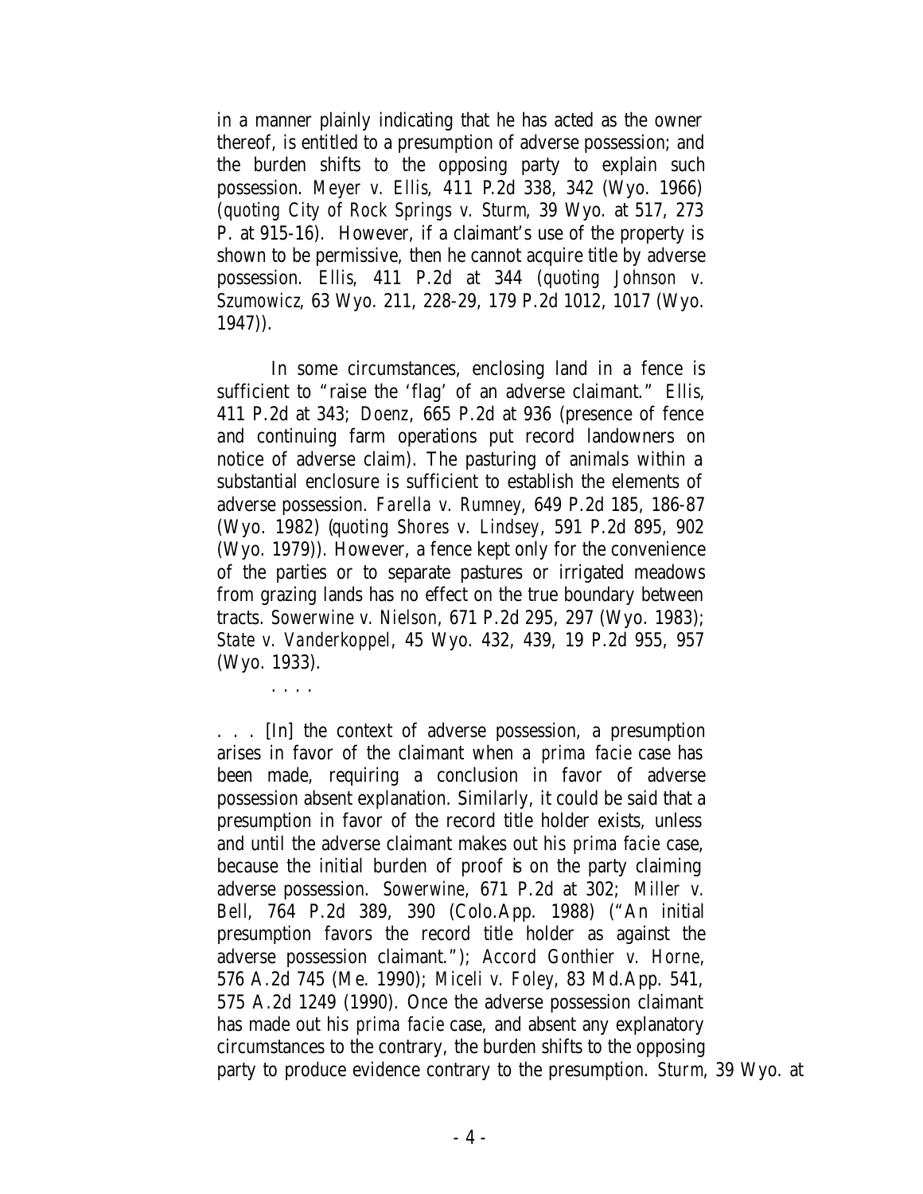in a manner plainly indicating that he has acted as the owner thereof, is entitled to a presumption of adverse possession; and the burden shifts to the opposing party to explain such possession. *Meyer v. Ellis*, 411 P.2d 338, 342 (Wyo. 1966) (*quoting City of Rock Springs v. Sturm*, 39 Wyo. at 517, 273 P. at 915-16). However, if a claimant's use of the property is shown to be permissive, then he cannot acquire title by adverse possession. *Ellis*, 411 P.2d at 344 (*quoting Johnson v. Szumowicz*, 63 Wyo. 211, 228-29, 179 P.2d 1012, 1017 (Wyo. 1947)).

In some circumstances, enclosing land in a fence is sufficient to "raise the 'flag' of an adverse claimant." *Ellis*, 411 P.2d at 343; *Doenz*, 665 P.2d at 936 (presence of fence and continuing farm operations put record landowners on notice of adverse claim). The pasturing of animals within a substantial enclosure is sufficient to establish the elements of adverse possession. *Farella v. Rumney*, 649 P.2d 185, 186-87 (Wyo. 1982) (*quoting Shores v. Lindsey*, 591 P.2d 895, 902 (Wyo. 1979)). However, a fence kept only for the convenience of the parties or to separate pastures or irrigated meadows from grazing lands has no effect on the true boundary between tracts. *Sowerwine v. Nielson*, 671 P.2d 295, 297 (Wyo. 1983); *State v. Vanderkoppel*, 45 Wyo. 432, 439, 19 P.2d 955, 957 (Wyo. 1933).

. . . .

. . . [In] the context of adverse possession, a presumption arises in favor of the claimant when a *prima facie* case has been made, requiring a conclusion in favor of adverse possession absent explanation. Similarly, it could be said that a presumption in favor of the record title holder exists, unless and until the adverse claimant makes out his *prima facie* case, because the initial burden of proof is on the party claiming adverse possession. *Sowerwine*, 671 P.2d at 302; *Miller v. Bell*, 764 P.2d 389, 390 (Colo.App. 1988) ("An initial presumption favors the record title holder as against the adverse possession claimant."); *Accord Gonthier v. Horne*, 576 A.2d 745 (Me. 1990); *Miceli v. Foley*, 83 Md.App. 541, 575 A.2d 1249 (1990). Once the adverse possession claimant has made out his *prima facie* case, and absent any explanatory circumstances to the contrary, the burden shifts to the opposing party to produce evidence contrary to the presumption. *Sturm*, 39 Wyo. at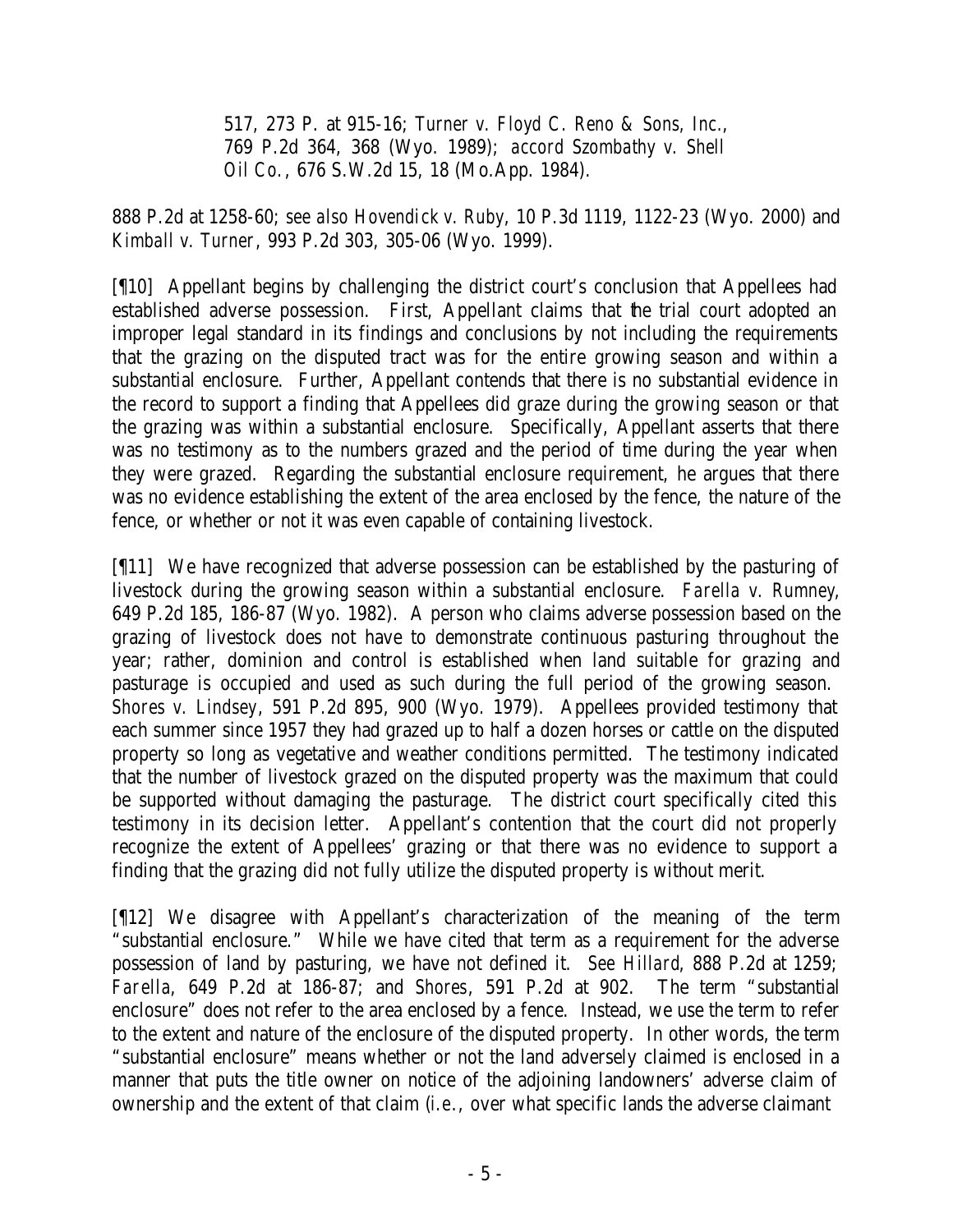> 517, 273 P. at 915-16; *Turner v. Floyd C. Reno & Sons, Inc.*, 769 P.2d 364, 368 (Wyo. 1989); *accord Szombathy v. Shell Oil Co.*, 676 S.W.2d 15, 18 (Mo.App. 1984).

888 P.2d at 1258-60; *see also Hovendick v. Ruby*, 10 P.3d 1119, 1122-23 (Wyo. 2000) and *Kimball v. Turner*, 993 P.2d 303, 305-06 (Wyo. 1999).

[¶10] Appellant begins by challenging the district court's conclusion that Appellees had established adverse possession. First, Appellant claims that the trial court adopted an improper legal standard in its findings and conclusions by not including the requirements that the grazing on the disputed tract was for the entire growing season and within a substantial enclosure. Further, Appellant contends that there is no substantial evidence in the record to support a finding that Appellees did graze during the growing season or that the grazing was within a substantial enclosure. Specifically, Appellant asserts that there was no testimony as to the numbers grazed and the period of time during the year when they were grazed. Regarding the substantial enclosure requirement, he argues that there was no evidence establishing the extent of the area enclosed by the fence, the nature of the fence, or whether or not it was even capable of containing livestock.

[¶11] We have recognized that adverse possession can be established by the pasturing of livestock during the growing season within a substantial enclosure. *Farella v. Rumney*, 649 P.2d 185, 186-87 (Wyo. 1982). A person who claims adverse possession based on the grazing of livestock does not have to demonstrate continuous pasturing throughout the year; rather, dominion and control is established when land suitable for grazing and pasturage is occupied and used as such during the full period of the growing season. *Shores v. Lindsey*, 591 P.2d 895, 900 (Wyo. 1979). Appellees provided testimony that each summer since 1957 they had grazed up to half a dozen horses or cattle on the disputed property so long as vegetative and weather conditions permitted. The testimony indicated that the number of livestock grazed on the disputed property was the maximum that could be supported without damaging the pasturage. The district court specifically cited this testimony in its decision letter. Appellant's contention that the court did not properly recognize the extent of Appellees' grazing or that there was no evidence to support a finding that the grazing did not fully utilize the disputed property is without merit.

[¶12] We disagree with Appellant's characterization of the meaning of the term "substantial enclosure." While we have cited that term as a requirement for the adverse possession of land by pasturing, we have not defined it. *See Hillard*, 888 P.2d at 1259; *Farella*, 649 P.2d at 186-87; and *Shores*, 591 P.2d at 902. The term "substantial enclosure" does not refer to the area enclosed by a fence. Instead, we use the term to refer to the extent and nature of the enclosure of the disputed property. In other words, the term "substantial enclosure" means whether or not the land adversely claimed is enclosed in a manner that puts the title owner on notice of the adjoining landowners' adverse claim of ownership and the extent of that claim (*i.e.*, over what specific lands the adverse claimant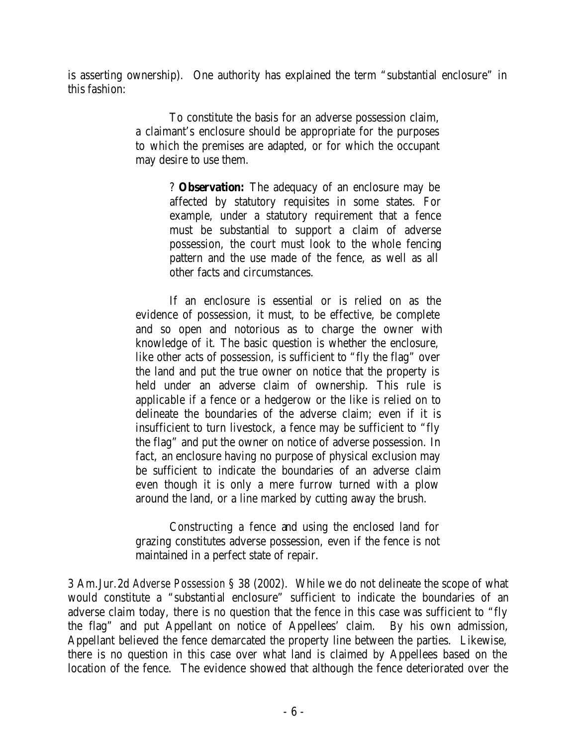is asserting ownership). One authority has explained the term "substantial enclosure" in this fashion:

> To constitute the basis for an adverse possession claim, a claimant's enclosure should be appropriate for the purposes to which the premises are adapted, or for which the occupant may desire to use them.
>
> > ? **Observation:** The adequacy of an enclosure may be affected by statutory requisites in some states. For example, under a statutory requirement that a fence must be substantial to support a claim of adverse possession, the court must look to the whole fencing pattern and the use made of the fence, as well as all other facts and circumstances.
>
> If an enclosure is essential or is relied on as the evidence of possession, it must, to be effective, be complete and so open and notorious as to charge the owner with knowledge of it. The basic question is whether the enclosure, like other acts of possession, is sufficient to "fly the flag" over the land and put the true owner on notice that the property is held under an adverse claim of ownership. This rule is applicable if a fence or a hedgerow or the like is relied on to delineate the boundaries of the adverse claim; even if it is insufficient to turn livestock, a fence may be sufficient to "fly the flag" and put the owner on notice of adverse possession. In fact, an enclosure having no purpose of physical exclusion may be sufficient to indicate the boundaries of an adverse claim even though it is only a mere furrow turned with a plow around the land, or a line marked by cutting away the brush.
>
> Constructing a fence and using the enclosed land for grazing constitutes adverse possession, even if the fence is not maintained in a perfect state of repair.

3 Am.Jur.2d *Adverse Possession* § 38 (2002). While we do not delineate the scope of what would constitute a "substantial enclosure" sufficient to indicate the boundaries of an adverse claim today, there is no question that the fence in this case was sufficient to "fly the flag" and put Appellant on notice of Appellees' claim. By his own admission, Appellant believed the fence demarcated the property line between the parties. Likewise, there is no question in this case over what land is claimed by Appellees based on the location of the fence. The evidence showed that although the fence deteriorated over the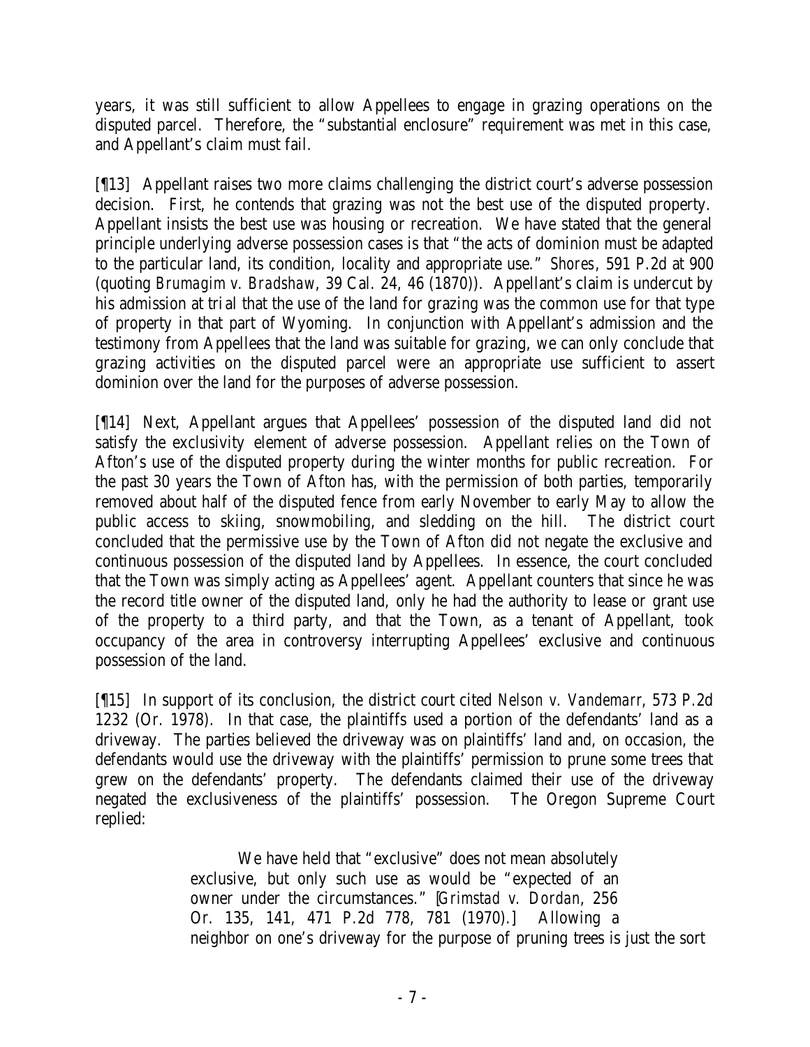years, it was still sufficient to allow Appellees to engage in grazing operations on the disputed parcel. Therefore, the "substantial enclosure" requirement was met in this case, and Appellant's claim must fail.

[¶13] Appellant raises two more claims challenging the district court's adverse possession decision. First, he contends that grazing was not the best use of the disputed property. Appellant insists the best use was housing or recreation. We have stated that the general principle underlying adverse possession cases is that "the acts of dominion must be adapted to the particular land, its condition, locality and appropriate use." *Shores*, 591 P.2d at 900 (quoting *Brumagim v. Bradshaw*, 39 Cal. 24, 46 (1870)). Appellant's claim is undercut by his admission at trial that the use of the land for grazing was the common use for that type of property in that part of Wyoming. In conjunction with Appellant's admission and the testimony from Appellees that the land was suitable for grazing, we can only conclude that grazing activities on the disputed parcel were an appropriate use sufficient to assert dominion over the land for the purposes of adverse possession.

[¶14] Next, Appellant argues that Appellees' possession of the disputed land did not satisfy the exclusivity element of adverse possession. Appellant relies on the Town of Afton's use of the disputed property during the winter months for public recreation. For the past 30 years the Town of Afton has, with the permission of both parties, temporarily removed about half of the disputed fence from early November to early May to allow the public access to skiing, snowmobiling, and sledding on the hill. The district court concluded that the permissive use by the Town of Afton did not negate the exclusive and continuous possession of the disputed land by Appellees. In essence, the court concluded that the Town was simply acting as Appellees' agent. Appellant counters that since he was the record title owner of the disputed land, only he had the authority to lease or grant use of the property to a third party, and that the Town, as a tenant of Appellant, took occupancy of the area in controversy interrupting Appellees' exclusive and continuous possession of the land.

[¶15] In support of its conclusion, the district court cited *Nelson v. Vandemarr*, 573 P.2d 1232 (Or. 1978). In that case, the plaintiffs used a portion of the defendants' land as a driveway. The parties believed the driveway was on plaintiffs' land and, on occasion, the defendants would use the driveway with the plaintiffs' permission to prune some trees that grew on the defendants' property. The defendants claimed their use of the driveway negated the exclusiveness of the plaintiffs' possession. The Oregon Supreme Court replied:

> We have held that "exclusive" does not mean absolutely exclusive, but only such use as would be "expected of an owner under the circumstances." [*Grimstad v. Dordan*, 256 Or. 135, 141, 471 P.2d 778, 781 (1970).] Allowing a neighbor on one's driveway for the purpose of pruning trees is just the sort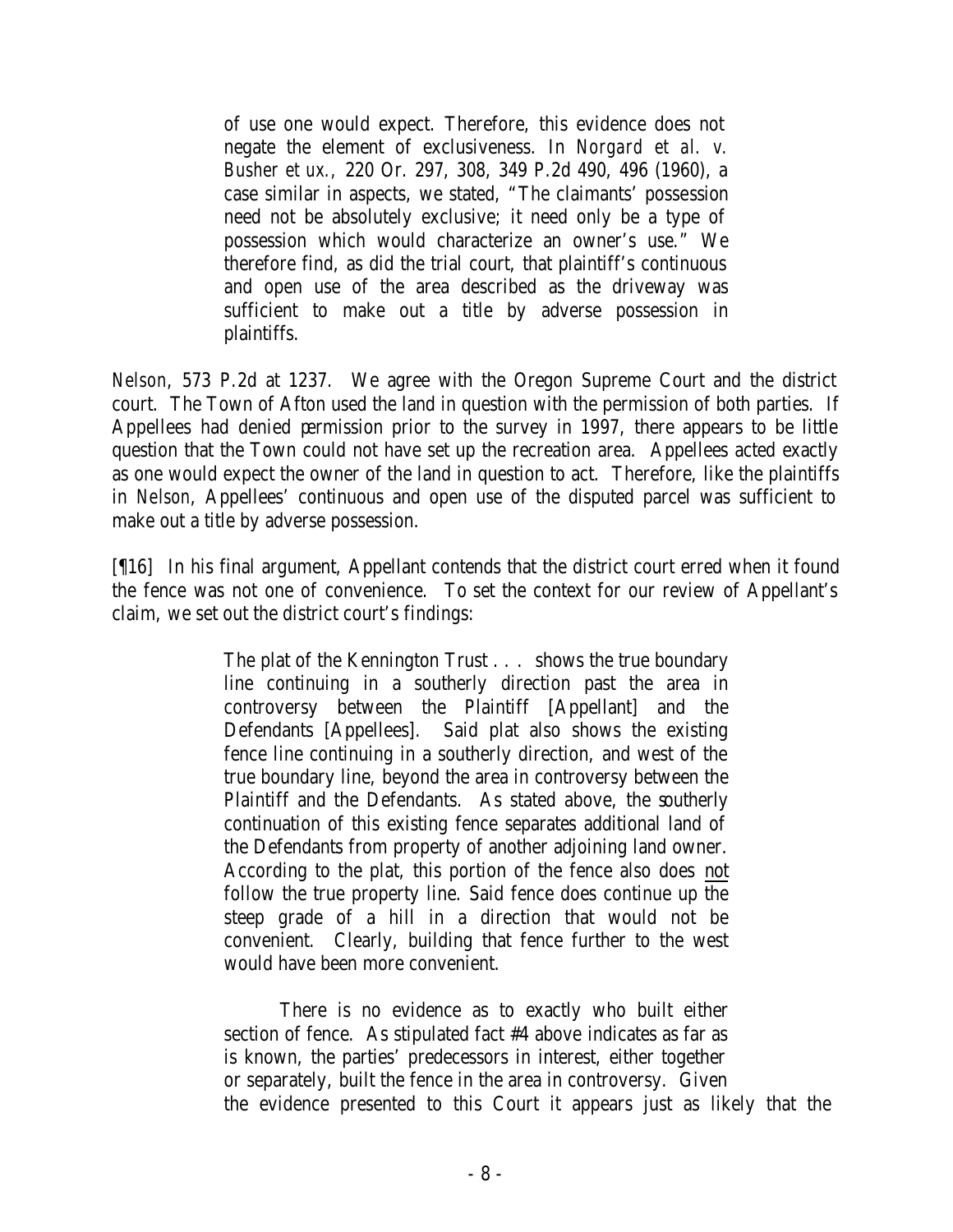> of use one would expect. Therefore, this evidence does not negate the element of exclusiveness. In *Norgard et al. v. Busher et ux.*, 220 Or. 297, 308, 349 P.2d 490, 496 (1960), a case similar in aspects, we stated, "The claimants' possession need not be absolutely exclusive; it need only be a type of possession which would characterize an owner's use." We therefore find, as did the trial court, that plaintiff's continuous and open use of the area described as the driveway was sufficient to make out a title by adverse possession in plaintiffs.

*Nelson*, 573 P.2d at 1237. We agree with the Oregon Supreme Court and the district court. The Town of Afton used the land in question with the permission of both parties. If Appellees had denied permission prior to the survey in 1997, there appears to be little question that the Town could not have set up the recreation area. Appellees acted exactly as one would expect the owner of the land in question to act. Therefore, like the plaintiffs in *Nelson*, Appellees' continuous and open use of the disputed parcel was sufficient to make out a title by adverse possession.

[¶16] In his final argument, Appellant contends that the district court erred when it found the fence was not one of convenience. To set the context for our review of Appellant's claim, we set out the district court's findings:

> The plat of the Kennington Trust . . . shows the true boundary line continuing in a southerly direction past the area in controversy between the Plaintiff [Appellant] and the Defendants [Appellees]. Said plat also shows the existing fence line continuing in a southerly direction, and west of the true boundary line, beyond the area in controversy between the Plaintiff and the Defendants. As stated above, the southerly continuation of this existing fence separates additional land of the Defendants from property of another adjoining land owner. According to the plat, this portion of the fence also does not follow the true property line. Said fence does continue up the steep grade of a hill in a direction that would not be convenient. Clearly, building that fence further to the west would have been more convenient.
>
> There is no evidence as to exactly who built either section of fence. As stipulated fact #4 above indicates as far as is known, the parties' predecessors in interest, either together or separately, built the fence in the area in controversy. Given the evidence presented to this Court it appears just as likely that the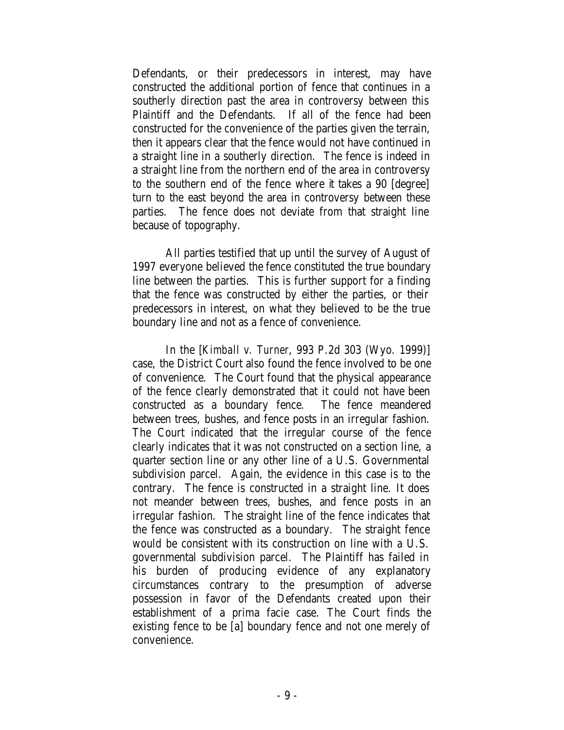Defendants, or their predecessors in interest, may have constructed the additional portion of fence that continues in a southerly direction past the area in controversy between this Plaintiff and the Defendants. If all of the fence had been constructed for the convenience of the parties given the terrain, then it appears clear that the fence would not have continued in a straight line in a southerly direction. The fence is indeed in a straight line from the northern end of the area in controversy to the southern end of the fence where it takes a 90 [degree] turn to the east beyond the area in controversy between these parties. The fence does not deviate from that straight line because of topography.

All parties testified that up until the survey of August of 1997 everyone believed the fence constituted the true boundary line between the parties. This is further support for a finding that the fence was constructed by either the parties, or their predecessors in interest, on what they believed to be the true boundary line and not as a fence of convenience.

In the [*Kimball v. Turner*, 993 P.2d 303 (Wyo. 1999)] case, the District Court also found the fence involved to be one of convenience. The Court found that the physical appearance of the fence clearly demonstrated that it could not have been constructed as a boundary fence. The fence meandered between trees, bushes, and fence posts in an irregular fashion. The Court indicated that the irregular course of the fence clearly indicates that it was not constructed on a section line, a quarter section line or any other line of a U.S. Governmental subdivision parcel. Again, the evidence in this case is to the contrary. The fence is constructed in a straight line. It does not meander between trees, bushes, and fence posts in an irregular fashion. The straight line of the fence indicates that the fence was constructed as a boundary. The straight fence would be consistent with its construction on line with a U.S. governmental subdivision parcel. The Plaintiff has failed in his burden of producing evidence of any explanatory circumstances contrary to the presumption of adverse possession in favor of the Defendants created upon their establishment of a prima facie case. The Court finds the existing fence to be [a] boundary fence and not one merely of convenience.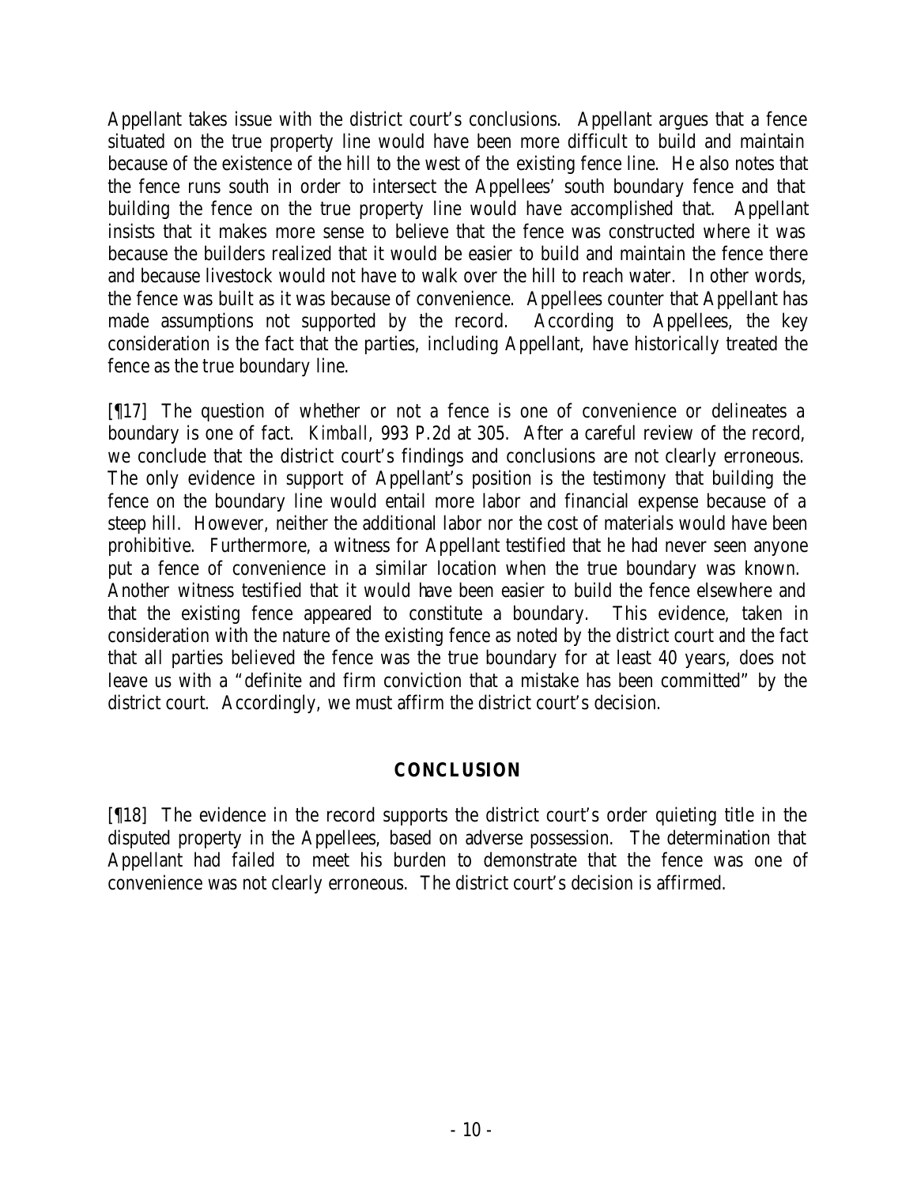Appellant takes issue with the district court's conclusions. Appellant argues that a fence situated on the true property line would have been more difficult to build and maintain because of the existence of the hill to the west of the existing fence line. He also notes that the fence runs south in order to intersect the Appellees' south boundary fence and that building the fence on the true property line would have accomplished that. Appellant insists that it makes more sense to believe that the fence was constructed where it was because the builders realized that it would be easier to build and maintain the fence there and because livestock would not have to walk over the hill to reach water. In other words, the fence was built as it was because of convenience. Appellees counter that Appellant has made assumptions not supported by the record. According to Appellees, the key consideration is the fact that the parties, including Appellant, have historically treated the fence as the true boundary line.

[¶17] The question of whether or not a fence is one of convenience or delineates a boundary is one of fact. *Kimball*, 993 P.2d at 305. After a careful review of the record, we conclude that the district court's findings and conclusions are not clearly erroneous. The only evidence in support of Appellant's position is the testimony that building the fence on the boundary line would entail more labor and financial expense because of a steep hill. However, neither the additional labor nor the cost of materials would have been prohibitive. Furthermore, a witness for Appellant testified that he had never seen anyone put a fence of convenience in a similar location when the true boundary was known. Another witness testified that it would have been easier to build the fence elsewhere and that the existing fence appeared to constitute a boundary. This evidence, taken in consideration with the nature of the existing fence as noted by the district court and the fact that all parties believed the fence was the true boundary for at least 40 years, does not leave us with a "definite and firm conviction that a mistake has been committed" by the district court. Accordingly, we must affirm the district court's decision.

## CONCLUSION

[¶18] The evidence in the record supports the district court's order quieting title in the disputed property in the Appellees, based on adverse possession. The determination that Appellant had failed to meet his burden to demonstrate that the fence was one of convenience was not clearly erroneous. The district court's decision is affirmed.